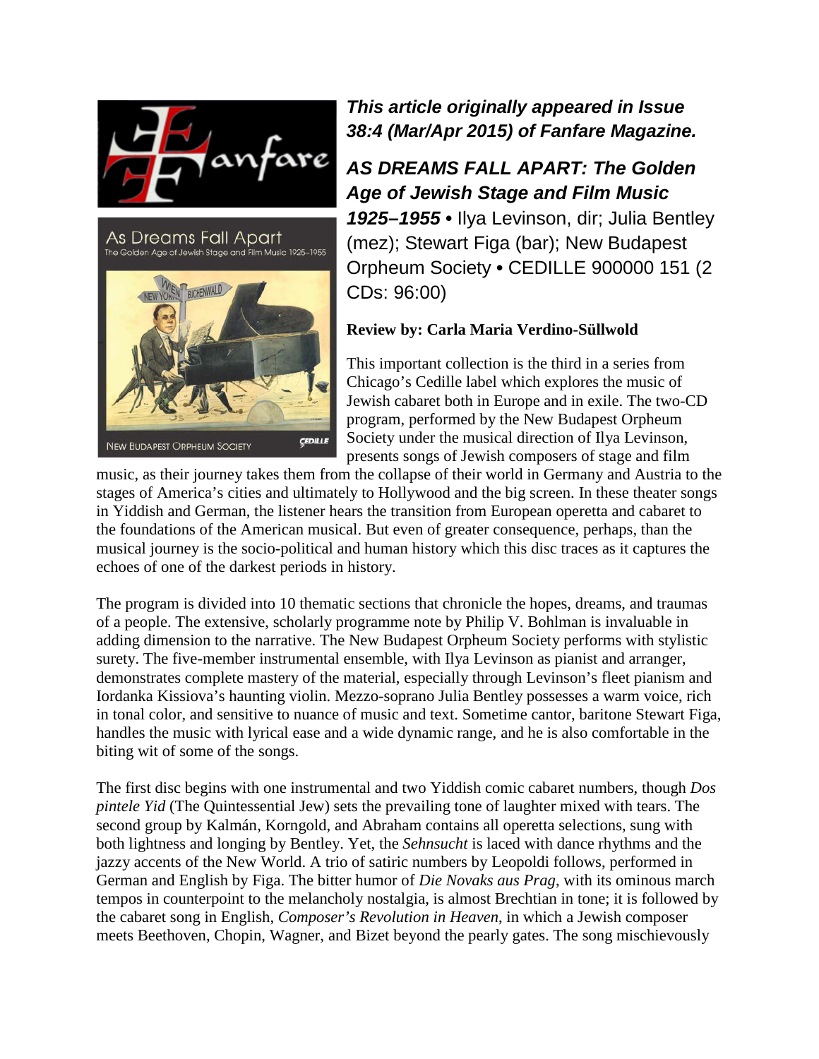***This article originally appeared in Issue 38:4 (Mar/Apr 2015) of Fanfare Magazine.***

***AS DREAMS FALL APART: The Golden Age of Jewish Stage and Film Music 1925–1955*** • Ilya Levinson, dir; Julia Bentley (mez); Stewart Figa (bar); New Budapest Orpheum Society • CEDILLE 900000 151 (2 CDs: 96:00)

**Review by: Carla Maria Verdino-Süllwold**

This important collection is the third in a series from Chicago's Cedille label which explores the music of Jewish cabaret both in Europe and in exile. The two-CD program, performed by the New Budapest Orpheum Society under the musical direction of Ilya Levinson, presents songs of Jewish composers of stage and film music, as their journey takes them from the collapse of their world in Germany and Austria to the stages of America's cities and ultimately to Hollywood and the big screen. In these theater songs in Yiddish and German, the listener hears the transition from European operetta and cabaret to the foundations of the American musical. But even of greater consequence, perhaps, than the musical journey is the socio-political and human history which this disc traces as it captures the echoes of one of the darkest periods in history.

The program is divided into 10 thematic sections that chronicle the hopes, dreams, and traumas of a people. The extensive, scholarly programme note by Philip V. Bohlman is invaluable in adding dimension to the narrative. The New Budapest Orpheum Society performs with stylistic surety. The five-member instrumental ensemble, with Ilya Levinson as pianist and arranger, demonstrates complete mastery of the material, especially through Levinson's fleet pianism and Iordanka Kissiova's haunting violin. Mezzo-soprano Julia Bentley possesses a warm voice, rich in tonal color, and sensitive to nuance of music and text. Sometime cantor, baritone Stewart Figa, handles the music with lyrical ease and a wide dynamic range, and he is also comfortable in the biting wit of some of the songs.

The first disc begins with one instrumental and two Yiddish comic cabaret numbers, though *Dos pintele Yid* (The Quintessential Jew) sets the prevailing tone of laughter mixed with tears. The second group by Kalmán, Korngold, and Abraham contains all operetta selections, sung with both lightness and longing by Bentley. Yet, the *Sehnsucht* is laced with dance rhythms and the jazzy accents of the New World. A trio of satiric numbers by Leopoldi follows, performed in German and English by Figa. The bitter humor of *Die Novaks aus Prag*, with its ominous march tempos in counterpoint to the melancholy nostalgia, is almost Brechtian in tone; it is followed by the cabaret song in English, *Composer's Revolution in Heaven*, in which a Jewish composer meets Beethoven, Chopin, Wagner, and Bizet beyond the pearly gates. The song mischievously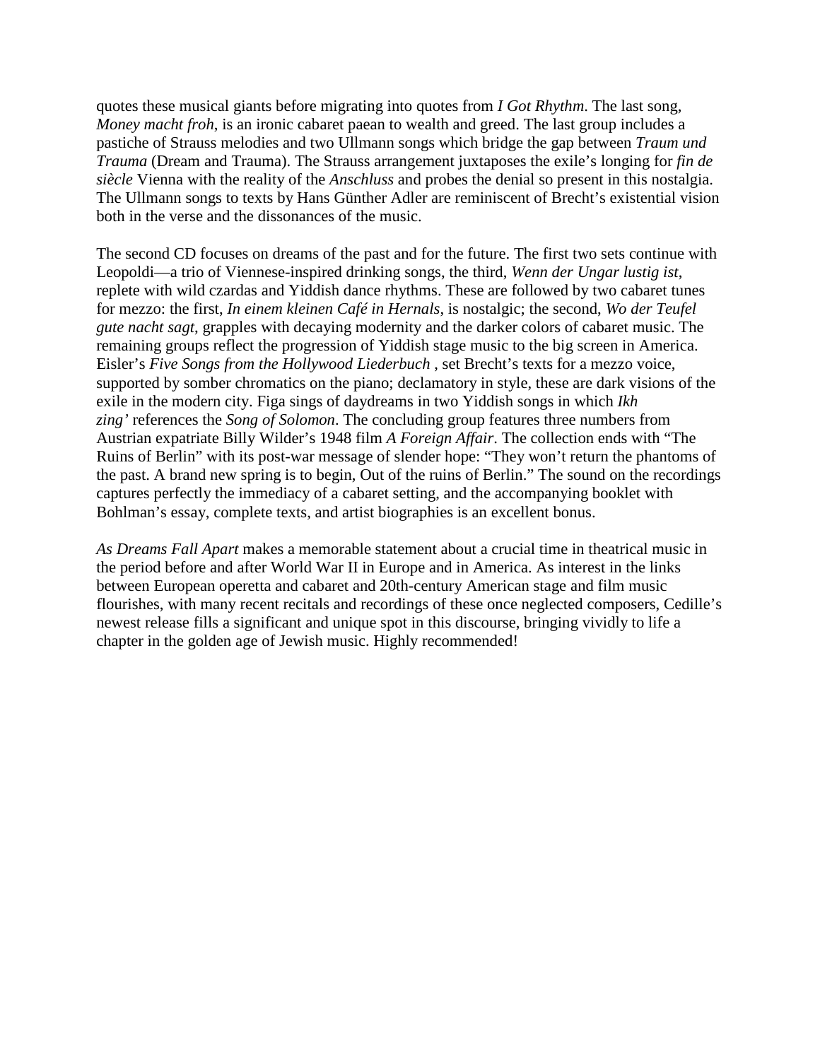quotes these musical giants before migrating into quotes from *I Got Rhythm*. The last song, *Money macht froh*, is an ironic cabaret paean to wealth and greed. The last group includes a pastiche of Strauss melodies and two Ullmann songs which bridge the gap between *Traum und Trauma* (Dream and Trauma). The Strauss arrangement juxtaposes the exile's longing for *fin de siècle* Vienna with the reality of the *Anschluss* and probes the denial so present in this nostalgia. The Ullmann songs to texts by Hans Günther Adler are reminiscent of Brecht's existential vision both in the verse and the dissonances of the music.

The second CD focuses on dreams of the past and for the future. The first two sets continue with Leopoldi—a trio of Viennese-inspired drinking songs, the third, *Wenn der Ungar lustig ist*, replete with wild czardas and Yiddish dance rhythms. These are followed by two cabaret tunes for mezzo: the first, *In einem kleinen Café in Hernals*, is nostalgic; the second, *Wo der Teufel gute nacht sagt*, grapples with decaying modernity and the darker colors of cabaret music. The remaining groups reflect the progression of Yiddish stage music to the big screen in America. Eisler's *Five Songs from the Hollywood Liederbuch* , set Brecht's texts for a mezzo voice, supported by somber chromatics on the piano; declamatory in style, these are dark visions of the exile in the modern city. Figa sings of daydreams in two Yiddish songs in which *Ikh zing'* references the *Song of Solomon*. The concluding group features three numbers from Austrian expatriate Billy Wilder's 1948 film *A Foreign Affair*. The collection ends with "The Ruins of Berlin" with its post-war message of slender hope: "They won't return the phantoms of the past. A brand new spring is to begin, Out of the ruins of Berlin." The sound on the recordings captures perfectly the immediacy of a cabaret setting, and the accompanying booklet with Bohlman's essay, complete texts, and artist biographies is an excellent bonus.

*As Dreams Fall Apart* makes a memorable statement about a crucial time in theatrical music in the period before and after World War II in Europe and in America. As interest in the links between European operetta and cabaret and 20th-century American stage and film music flourishes, with many recent recitals and recordings of these once neglected composers, Cedille's newest release fills a significant and unique spot in this discourse, bringing vividly to life a chapter in the golden age of Jewish music. Highly recommended!